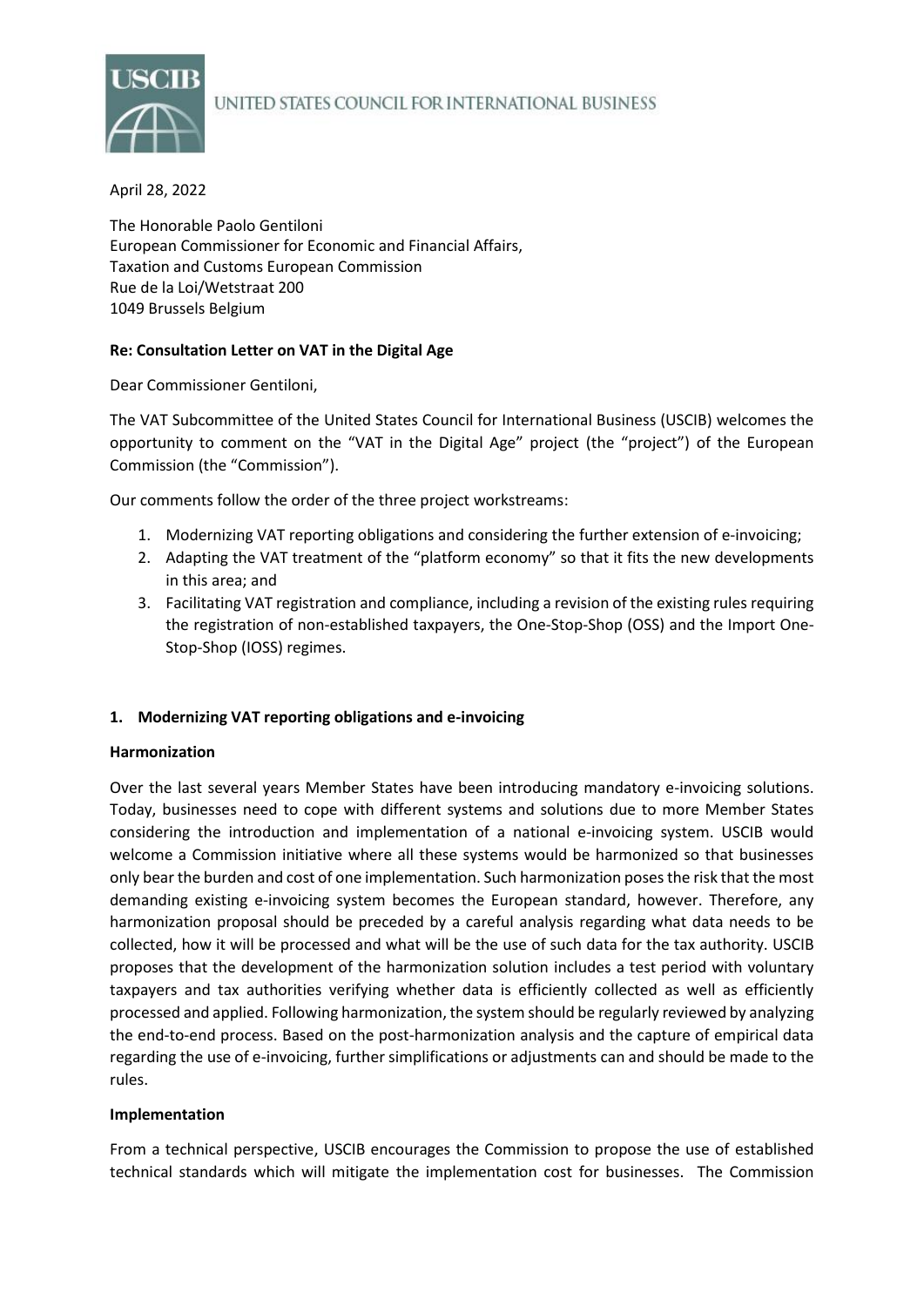UNITED STATES COUNCIL FOR INTERNATIONAL BUSINESS

April 28, 2022

The Honorable Paolo Gentiloni
European Commissioner for Economic and Financial Affairs,
Taxation and Customs European Commission
Rue de la Loi/Wetstraat 200
1049 Brussels Belgium

**Re: Consultation Letter on VAT in the Digital Age**

Dear Commissioner Gentiloni,

The VAT Subcommittee of the United States Council for International Business (USCIB) welcomes the opportunity to comment on the "VAT in the Digital Age" project (the "project") of the European Commission (the "Commission").

Our comments follow the order of the three project workstreams:

1. Modernizing VAT reporting obligations and considering the further extension of e-invoicing;
2. Adapting the VAT treatment of the "platform economy" so that it fits the new developments in this area; and
3. Facilitating VAT registration and compliance, including a revision of the existing rules requiring the registration of non-established taxpayers, the One-Stop-Shop (OSS) and the Import One-Stop-Shop (IOSS) regimes.

## 1. Modernizing VAT reporting obligations and e-invoicing

### Harmonization

Over the last several years Member States have been introducing mandatory e-invoicing solutions. Today, businesses need to cope with different systems and solutions due to more Member States considering the introduction and implementation of a national e-invoicing system. USCIB would welcome a Commission initiative where all these systems would be harmonized so that businesses only bear the burden and cost of one implementation. Such harmonization poses the risk that the most demanding existing e-invoicing system becomes the European standard, however. Therefore, any harmonization proposal should be preceded by a careful analysis regarding what data needs to be collected, how it will be processed and what will be the use of such data for the tax authority. USCIB proposes that the development of the harmonization solution includes a test period with voluntary taxpayers and tax authorities verifying whether data is efficiently collected as well as efficiently processed and applied. Following harmonization, the system should be regularly reviewed by analyzing the end-to-end process. Based on the post-harmonization analysis and the capture of empirical data regarding the use of e-invoicing, further simplifications or adjustments can and should be made to the rules.

### Implementation

From a technical perspective, USCIB encourages the Commission to propose the use of established technical standards which will mitigate the implementation cost for businesses. The Commission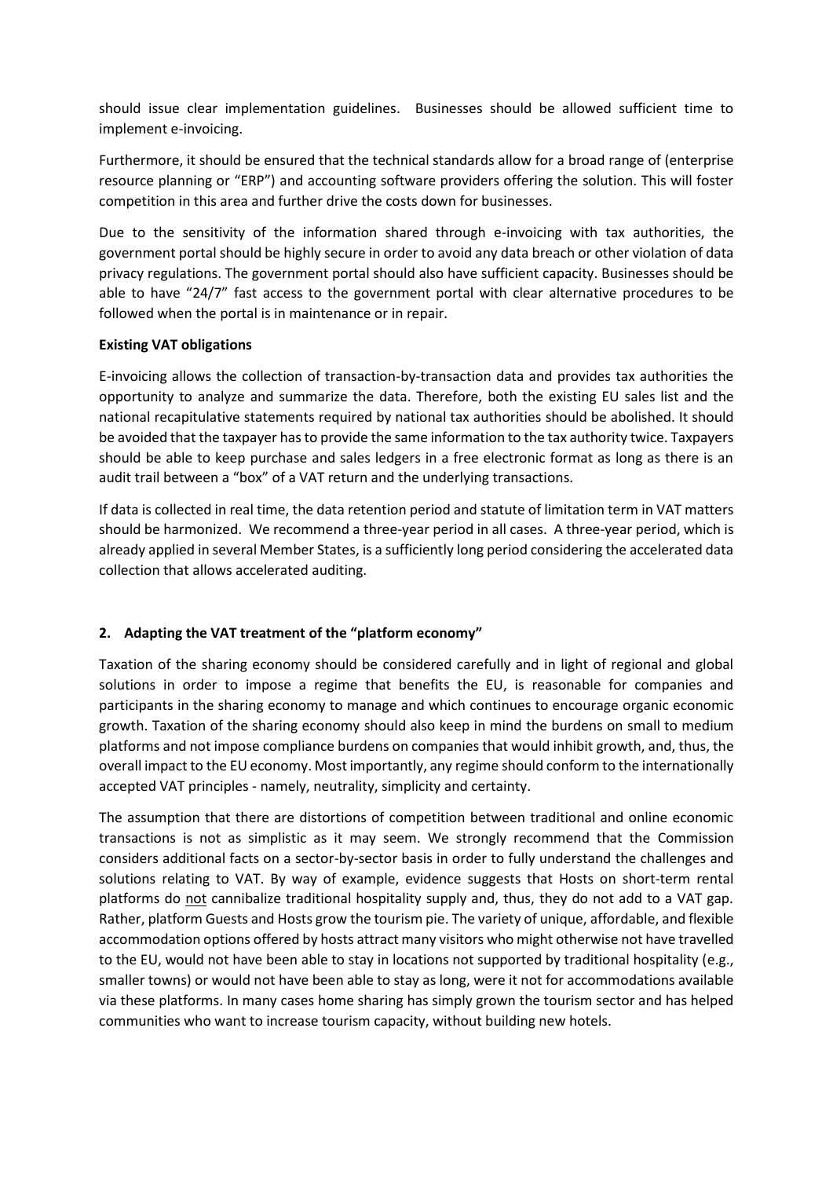should issue clear implementation guidelines. Businesses should be allowed sufficient time to implement e-invoicing.

Furthermore, it should be ensured that the technical standards allow for a broad range of (enterprise resource planning or "ERP") and accounting software providers offering the solution. This will foster competition in this area and further drive the costs down for businesses.

Due to the sensitivity of the information shared through e-invoicing with tax authorities, the government portal should be highly secure in order to avoid any data breach or other violation of data privacy regulations. The government portal should also have sufficient capacity. Businesses should be able to have "24/7" fast access to the government portal with clear alternative procedures to be followed when the portal is in maintenance or in repair.

**Existing VAT obligations**

E-invoicing allows the collection of transaction-by-transaction data and provides tax authorities the opportunity to analyze and summarize the data. Therefore, both the existing EU sales list and the national recapitulative statements required by national tax authorities should be abolished. It should be avoided that the taxpayer has to provide the same information to the tax authority twice. Taxpayers should be able to keep purchase and sales ledgers in a free electronic format as long as there is an audit trail between a "box" of a VAT return and the underlying transactions.

If data is collected in real time, the data retention period and statute of limitation term in VAT matters should be harmonized. We recommend a three-year period in all cases. A three-year period, which is already applied in several Member States, is a sufficiently long period considering the accelerated data collection that allows accelerated auditing.

## 2. Adapting the VAT treatment of the "platform economy"

Taxation of the sharing economy should be considered carefully and in light of regional and global solutions in order to impose a regime that benefits the EU, is reasonable for companies and participants in the sharing economy to manage and which continues to encourage organic economic growth. Taxation of the sharing economy should also keep in mind the burdens on small to medium platforms and not impose compliance burdens on companies that would inhibit growth, and, thus, the overall impact to the EU economy. Most importantly, any regime should conform to the internationally accepted VAT principles - namely, neutrality, simplicity and certainty.

The assumption that there are distortions of competition between traditional and online economic transactions is not as simplistic as it may seem. We strongly recommend that the Commission considers additional facts on a sector-by-sector basis in order to fully understand the challenges and solutions relating to VAT. By way of example, evidence suggests that Hosts on short-term rental platforms do <u>not</u> cannibalize traditional hospitality supply and, thus, they do not add to a VAT gap. Rather, platform Guests and Hosts grow the tourism pie. The variety of unique, affordable, and flexible accommodation options offered by hosts attract many visitors who might otherwise not have travelled to the EU, would not have been able to stay in locations not supported by traditional hospitality (e.g., smaller towns) or would not have been able to stay as long, were it not for accommodations available via these platforms. In many cases home sharing has simply grown the tourism sector and has helped communities who want to increase tourism capacity, without building new hotels.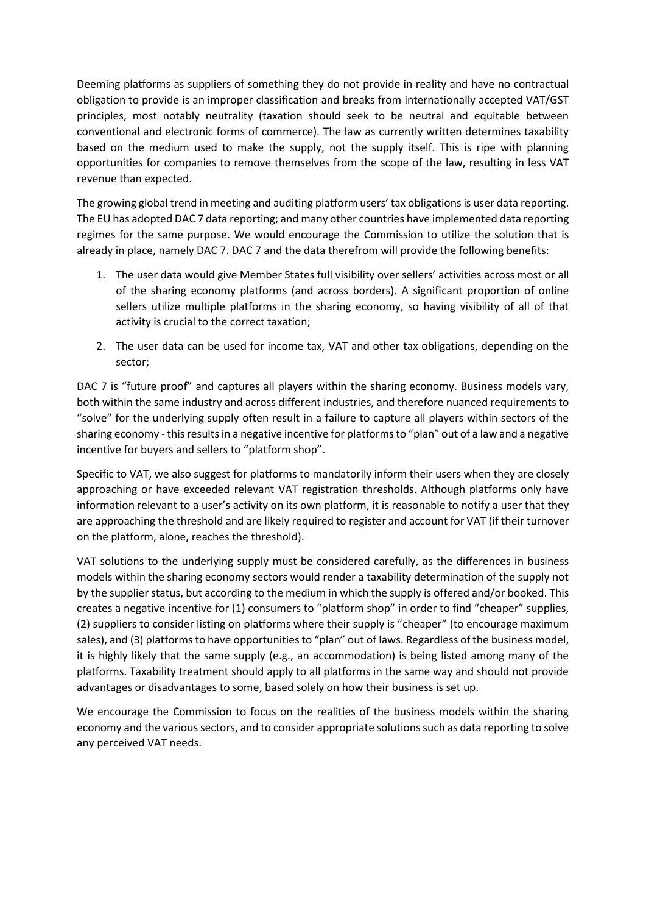Deeming platforms as suppliers of something they do not provide in reality and have no contractual obligation to provide is an improper classification and breaks from internationally accepted VAT/GST principles, most notably neutrality (taxation should seek to be neutral and equitable between conventional and electronic forms of commerce). The law as currently written determines taxability based on the medium used to make the supply, not the supply itself. This is ripe with planning opportunities for companies to remove themselves from the scope of the law, resulting in less VAT revenue than expected.

The growing global trend in meeting and auditing platform users' tax obligations is user data reporting. The EU has adopted DAC 7 data reporting; and many other countries have implemented data reporting regimes for the same purpose. We would encourage the Commission to utilize the solution that is already in place, namely DAC 7. DAC 7 and the data therefrom will provide the following benefits:

1. The user data would give Member States full visibility over sellers' activities across most or all of the sharing economy platforms (and across borders). A significant proportion of online sellers utilize multiple platforms in the sharing economy, so having visibility of all of that activity is crucial to the correct taxation;
2. The user data can be used for income tax, VAT and other tax obligations, depending on the sector;

DAC 7 is "future proof" and captures all players within the sharing economy. Business models vary, both within the same industry and across different industries, and therefore nuanced requirements to "solve" for the underlying supply often result in a failure to capture all players within sectors of the sharing economy - this results in a negative incentive for platforms to "plan" out of a law and a negative incentive for buyers and sellers to "platform shop".

Specific to VAT, we also suggest for platforms to mandatorily inform their users when they are closely approaching or have exceeded relevant VAT registration thresholds. Although platforms only have information relevant to a user's activity on its own platform, it is reasonable to notify a user that they are approaching the threshold and are likely required to register and account for VAT (if their turnover on the platform, alone, reaches the threshold).

VAT solutions to the underlying supply must be considered carefully, as the differences in business models within the sharing economy sectors would render a taxability determination of the supply not by the supplier status, but according to the medium in which the supply is offered and/or booked. This creates a negative incentive for (1) consumers to "platform shop" in order to find "cheaper" supplies, (2) suppliers to consider listing on platforms where their supply is "cheaper" (to encourage maximum sales), and (3) platforms to have opportunities to "plan" out of laws. Regardless of the business model, it is highly likely that the same supply (e.g., an accommodation) is being listed among many of the platforms. Taxability treatment should apply to all platforms in the same way and should not provide advantages or disadvantages to some, based solely on how their business is set up.

We encourage the Commission to focus on the realities of the business models within the sharing economy and the various sectors, and to consider appropriate solutions such as data reporting to solve any perceived VAT needs.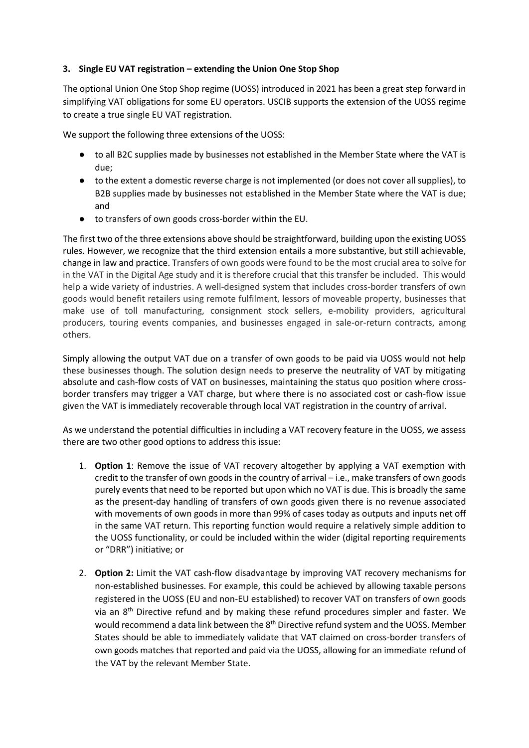### 3. Single EU VAT registration – extending the Union One Stop Shop

The optional Union One Stop Shop regime (UOSS) introduced in 2021 has been a great step forward in simplifying VAT obligations for some EU operators. USCIB supports the extension of the UOSS regime to create a true single EU VAT registration.

We support the following three extensions of the UOSS:

- to all B2C supplies made by businesses not established in the Member State where the VAT is due;
- to the extent a domestic reverse charge is not implemented (or does not cover all supplies), to B2B supplies made by businesses not established in the Member State where the VAT is due; and
- to transfers of own goods cross-border within the EU.

The first two of the three extensions above should be straightforward, building upon the existing UOSS rules. However, we recognize that the third extension entails a more substantive, but still achievable, change in law and practice. Transfers of own goods were found to be the most crucial area to solve for in the VAT in the Digital Age study and it is therefore crucial that this transfer be included. This would help a wide variety of industries. A well-designed system that includes cross-border transfers of own goods would benefit retailers using remote fulfilment, lessors of moveable property, businesses that make use of toll manufacturing, consignment stock sellers, e-mobility providers, agricultural producers, touring events companies, and businesses engaged in sale-or-return contracts, among others.

Simply allowing the output VAT due on a transfer of own goods to be paid via UOSS would not help these businesses though. The solution design needs to preserve the neutrality of VAT by mitigating absolute and cash-flow costs of VAT on businesses, maintaining the status quo position where cross-border transfers may trigger a VAT charge, but where there is no associated cost or cash-flow issue given the VAT is immediately recoverable through local VAT registration in the country of arrival.

As we understand the potential difficulties in including a VAT recovery feature in the UOSS, we assess there are two other good options to address this issue:

1. **Option 1**: Remove the issue of VAT recovery altogether by applying a VAT exemption with credit to the transfer of own goods in the country of arrival – i.e., make transfers of own goods purely events that need to be reported but upon which no VAT is due. This is broadly the same as the present-day handling of transfers of own goods given there is no revenue associated with movements of own goods in more than 99% of cases today as outputs and inputs net off in the same VAT return. This reporting function would require a relatively simple addition to the UOSS functionality, or could be included within the wider (digital reporting requirements or "DRR") initiative; or

2. **Option 2:** Limit the VAT cash-flow disadvantage by improving VAT recovery mechanisms for non-established businesses. For example, this could be achieved by allowing taxable persons registered in the UOSS (EU and non-EU established) to recover VAT on transfers of own goods via an 8th Directive refund and by making these refund procedures simpler and faster. We would recommend a data link between the 8th Directive refund system and the UOSS. Member States should be able to immediately validate that VAT claimed on cross-border transfers of own goods matches that reported and paid via the UOSS, allowing for an immediate refund of the VAT by the relevant Member State.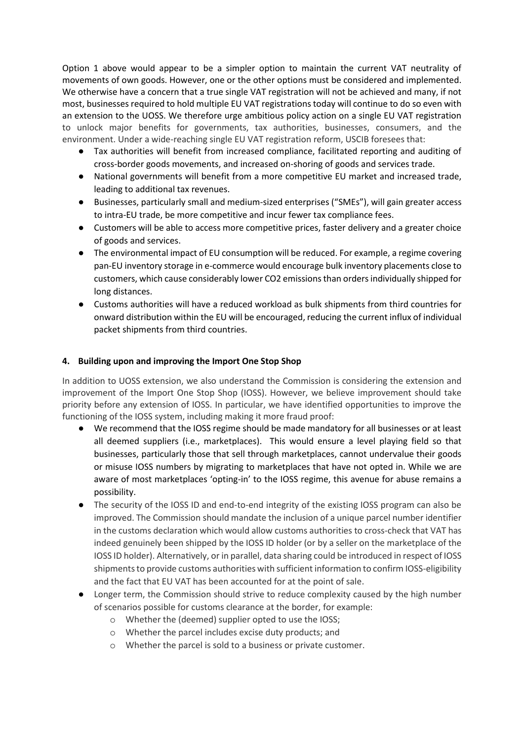Option 1 above would appear to be a simpler option to maintain the current VAT neutrality of movements of own goods. However, one or the other options must be considered and implemented. We otherwise have a concern that a true single VAT registration will not be achieved and many, if not most, businesses required to hold multiple EU VAT registrations today will continue to do so even with an extension to the UOSS. We therefore urge ambitious policy action on a single EU VAT registration to unlock major benefits for governments, tax authorities, businesses, consumers, and the environment. Under a wide-reaching single EU VAT registration reform, USCIB foresees that:

- Tax authorities will benefit from increased compliance, facilitated reporting and auditing of cross-border goods movements, and increased on-shoring of goods and services trade.
- National governments will benefit from a more competitive EU market and increased trade, leading to additional tax revenues.
- Businesses, particularly small and medium-sized enterprises ("SMEs"), will gain greater access to intra-EU trade, be more competitive and incur fewer tax compliance fees.
- Customers will be able to access more competitive prices, faster delivery and a greater choice of goods and services.
- The environmental impact of EU consumption will be reduced. For example, a regime covering pan-EU inventory storage in e-commerce would encourage bulk inventory placements close to customers, which cause considerably lower CO2 emissions than orders individually shipped for long distances.
- Customs authorities will have a reduced workload as bulk shipments from third countries for onward distribution within the EU will be encouraged, reducing the current influx of individual packet shipments from third countries.

## 4. Building upon and improving the Import One Stop Shop

In addition to UOSS extension, we also understand the Commission is considering the extension and improvement of the Import One Stop Shop (IOSS). However, we believe improvement should take priority before any extension of IOSS. In particular, we have identified opportunities to improve the functioning of the IOSS system, including making it more fraud proof:

- We recommend that the IOSS regime should be made mandatory for all businesses or at least all deemed suppliers (i.e., marketplaces). This would ensure a level playing field so that businesses, particularly those that sell through marketplaces, cannot undervalue their goods or misuse IOSS numbers by migrating to marketplaces that have not opted in. While we are aware of most marketplaces 'opting-in' to the IOSS regime, this avenue for abuse remains a possibility.
- The security of the IOSS ID and end-to-end integrity of the existing IOSS program can also be improved. The Commission should mandate the inclusion of a unique parcel number identifier in the customs declaration which would allow customs authorities to cross-check that VAT has indeed genuinely been shipped by the IOSS ID holder (or by a seller on the marketplace of the IOSS ID holder). Alternatively, or in parallel, data sharing could be introduced in respect of IOSS shipments to provide customs authorities with sufficient information to confirm IOSS-eligibility and the fact that EU VAT has been accounted for at the point of sale.
- Longer term, the Commission should strive to reduce complexity caused by the high number of scenarios possible for customs clearance at the border, for example:
  - Whether the (deemed) supplier opted to use the IOSS;
  - Whether the parcel includes excise duty products; and
  - Whether the parcel is sold to a business or private customer.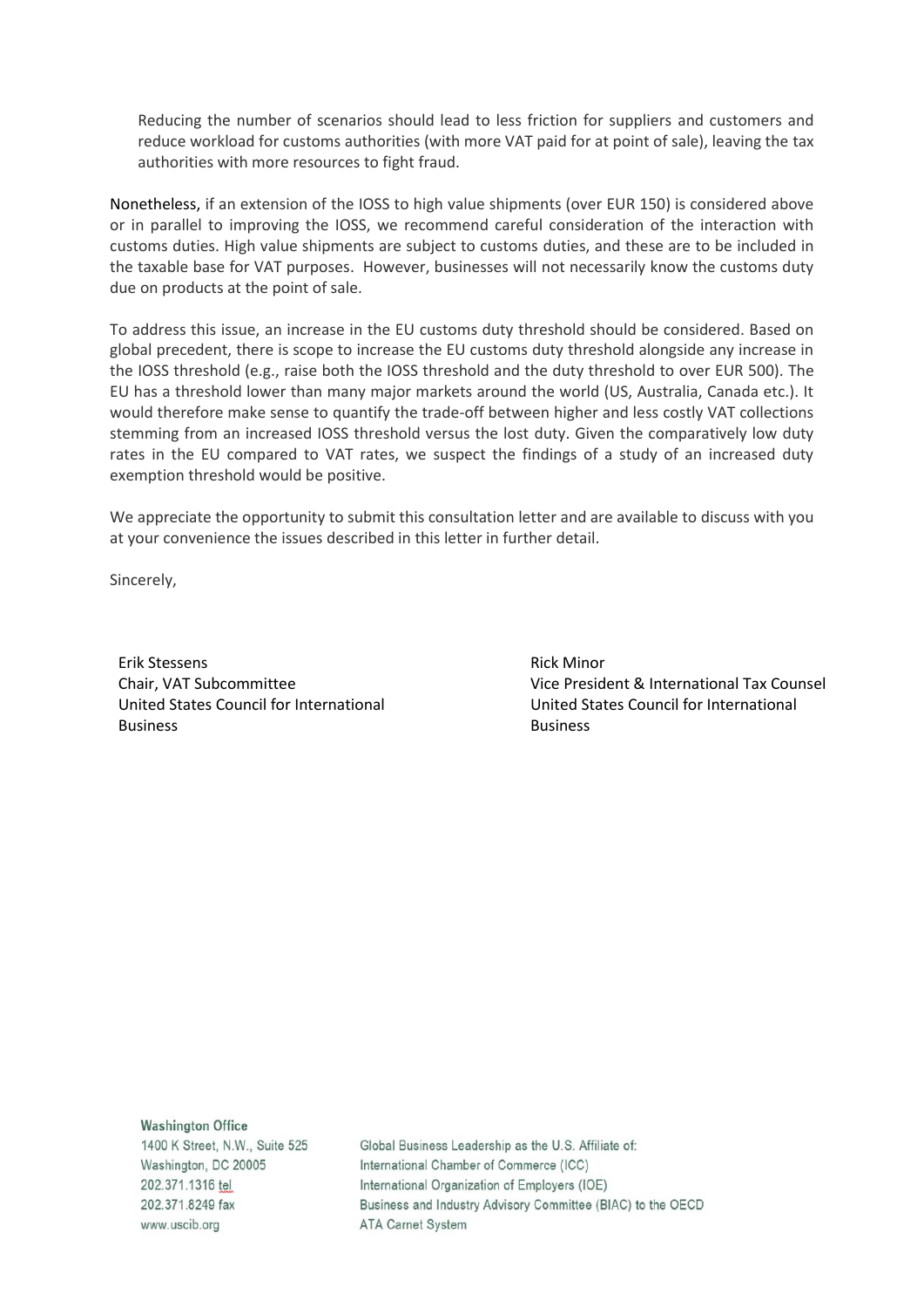Reducing the number of scenarios should lead to less friction for suppliers and customers and reduce workload for customs authorities (with more VAT paid for at point of sale), leaving the tax authorities with more resources to fight fraud.

Nonetheless, if an extension of the IOSS to high value shipments (over EUR 150) is considered above or in parallel to improving the IOSS, we recommend careful consideration of the interaction with customs duties. High value shipments are subject to customs duties, and these are to be included in the taxable base for VAT purposes. However, businesses will not necessarily know the customs duty due on products at the point of sale.

To address this issue, an increase in the EU customs duty threshold should be considered. Based on global precedent, there is scope to increase the EU customs duty threshold alongside any increase in the IOSS threshold (e.g., raise both the IOSS threshold and the duty threshold to over EUR 500). The EU has a threshold lower than many major markets around the world (US, Australia, Canada etc.). It would therefore make sense to quantify the trade-off between higher and less costly VAT collections stemming from an increased IOSS threshold versus the lost duty. Given the comparatively low duty rates in the EU compared to VAT rates, we suspect the findings of a study of an increased duty exemption threshold would be positive.

We appreciate the opportunity to submit this consultation letter and are available to discuss with you at your convenience the issues described in this letter in further detail.

Sincerely,

Erik Stessens
Chair, VAT Subcommittee
United States Council for International Business

Rick Minor
Vice President & International Tax Counsel
United States Council for International Business

**Washington Office**
1400 K Street, N.W., Suite 525
Washington, DC 20005
202.371.1316 tel
202.371.8249 fax
www.uscib.org

Global Business Leadership as the U.S. Affiliate of:
International Chamber of Commerce (ICC)
International Organization of Employers (IOE)
Business and Industry Advisory Committee (BIAC) to the OECD
ATA Carnet System